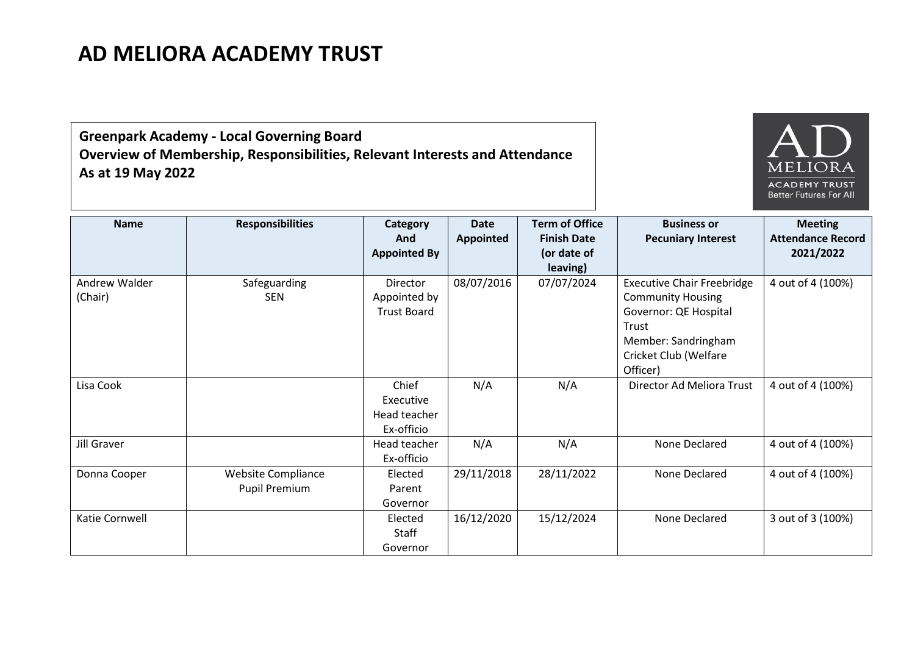# AD MELIORA ACADEMY TRUST

**Greenpark Academy - Local Governing Board**
**Overview of Membership, Responsibilities, Relevant Interests and Attendance**
**As at 19 May 2022**

| Name | Responsibilities | Category And Appointed By | Date Appointed | Term of Office Finish Date (or date of leaving) | Business or Pecuniary Interest | Meeting Attendance Record 2021/2022 |
|---|---|---|---|---|---|---|
| Andrew Walder (Chair) | Safeguarding<br>SEN | Director Appointed by Trust Board | 08/07/2016 | 07/07/2024 | Executive Chair Freebridge Community Housing<br>Governor: QE Hospital Trust<br>Member: Sandringham Cricket Club (Welfare Officer) | 4 out of 4 (100%) |
| Lisa Cook | | Chief Executive Head teacher Ex-officio | N/A | N/A | Director Ad Meliora Trust | 4 out of 4 (100%) |
| Jill Graver | | Head teacher Ex-officio | N/A | N/A | None Declared | 4 out of 4 (100%) |
| Donna Cooper | Website Compliance<br>Pupil Premium | Elected Parent Governor | 29/11/2018 | 28/11/2022 | None Declared | 4 out of 4 (100%) |
| Katie Cornwell | | Elected Staff Governor | 16/12/2020 | 15/12/2024 | None Declared | 3 out of 3 (100%) |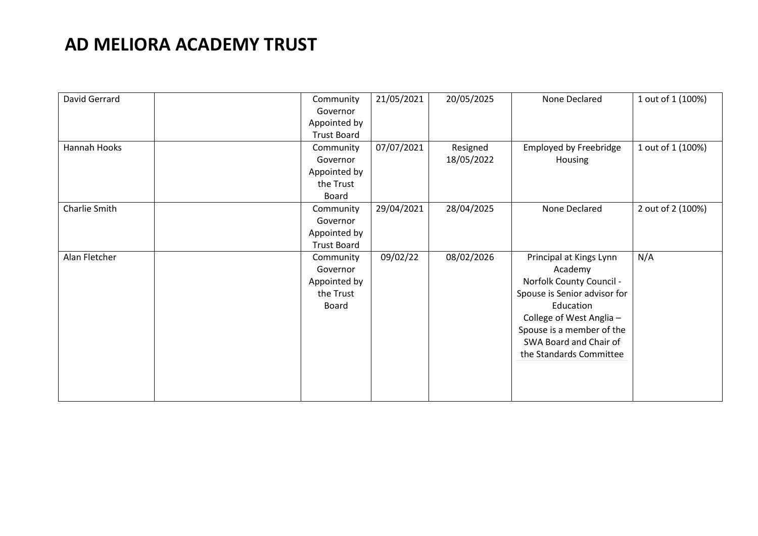# AD MELIORA ACADEMY TRUST

| | | | | | | |
|---|---|---|---|---|---|---|
| David Gerrard | | Community Governor Appointed by Trust Board | 21/05/2021 | 20/05/2025 | None Declared | 1 out of 1 (100%) |
| Hannah Hooks | | Community Governor Appointed by the Trust Board | 07/07/2021 | Resigned 18/05/2022 | Employed by Freebridge Housing | 1 out of 1 (100%) |
| Charlie Smith | | Community Governor Appointed by Trust Board | 29/04/2021 | 28/04/2025 | None Declared | 2 out of 2 (100%) |
| Alan Fletcher | | Community Governor Appointed by the Trust Board | 09/02/22 | 08/02/2026 | Principal at Kings Lynn Academy<br>Norfolk County Council - Spouse is Senior advisor for Education<br>College of West Anglia – Spouse is a member of the SWA Board and Chair of the Standards Committee | N/A |